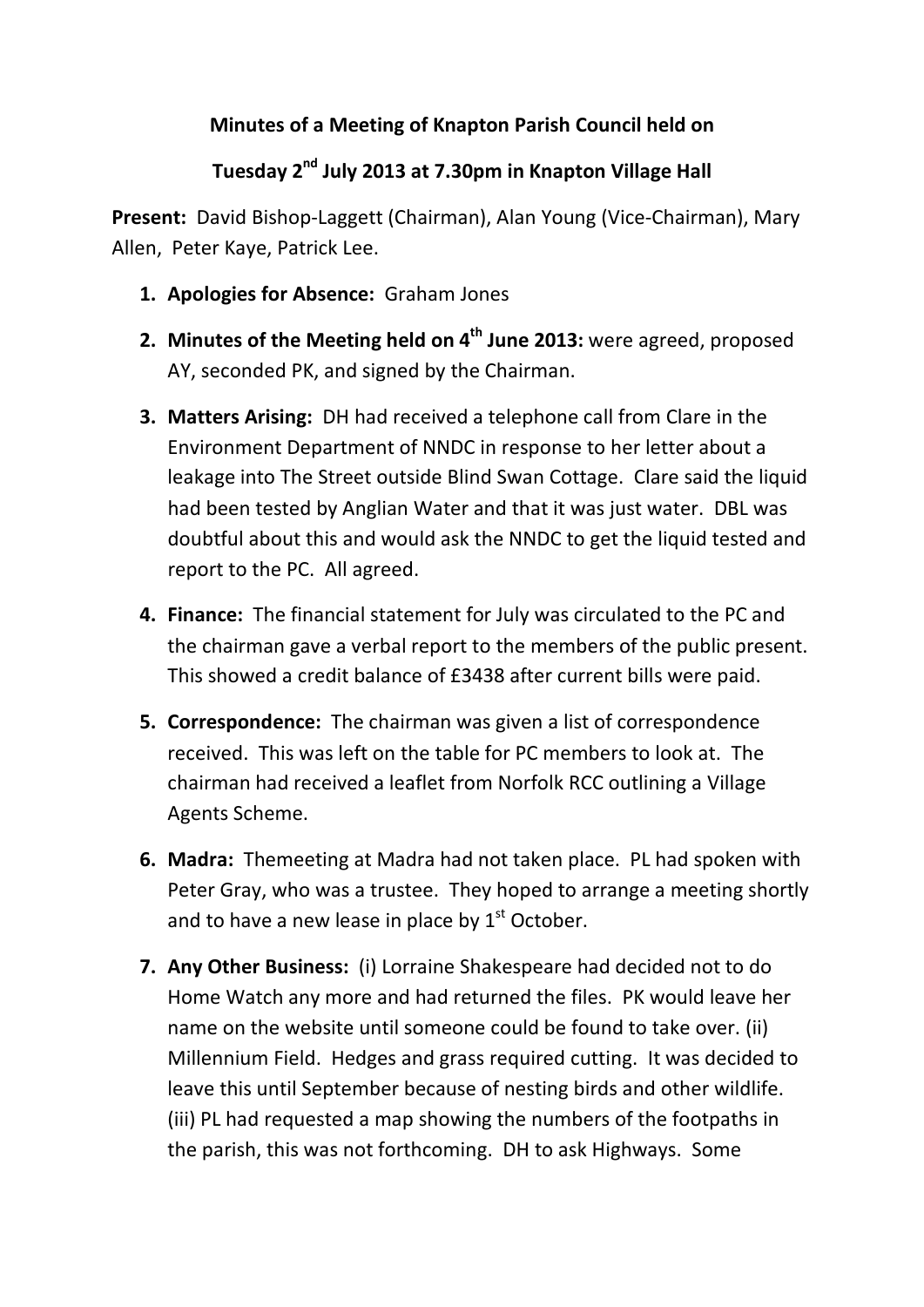**Minutes of a Meeting of Knapton Parish Council held on**

**Tuesday 2nd July 2013 at 7.30pm in Knapton Village Hall**

**Present:** David Bishop-Laggett (Chairman), Alan Young (Vice-Chairman), Mary Allen, Peter Kaye, Patrick Lee.

1. **Apologies for Absence:** Graham Jones
2. **Minutes of the Meeting held on 4th June 2013:** were agreed, proposed AY, seconded PK, and signed by the Chairman.
3. **Matters Arising:** DH had received a telephone call from Clare in the Environment Department of NNDC in response to her letter about a leakage into The Street outside Blind Swan Cottage. Clare said the liquid had been tested by Anglian Water and that it was just water. DBL was doubtful about this and would ask the NNDC to get the liquid tested and report to the PC. All agreed.
4. **Finance:** The financial statement for July was circulated to the PC and the chairman gave a verbal report to the members of the public present. This showed a credit balance of £3438 after current bills were paid.
5. **Correspondence:** The chairman was given a list of correspondence received. This was left on the table for PC members to look at. The chairman had received a leaflet from Norfolk RCC outlining a Village Agents Scheme.
6. **Madra:** Themeeting at Madra had not taken place. PL had spoken with Peter Gray, who was a trustee. They hoped to arrange a meeting shortly and to have a new lease in place by 1st October.
7. **Any Other Business:** (i) Lorraine Shakespeare had decided not to do Home Watch any more and had returned the files. PK would leave her name on the website until someone could be found to take over. (ii) Millennium Field. Hedges and grass required cutting. It was decided to leave this until September because of nesting birds and other wildlife. (iii) PL had requested a map showing the numbers of the footpaths in the parish, this was not forthcoming. DH to ask Highways. Some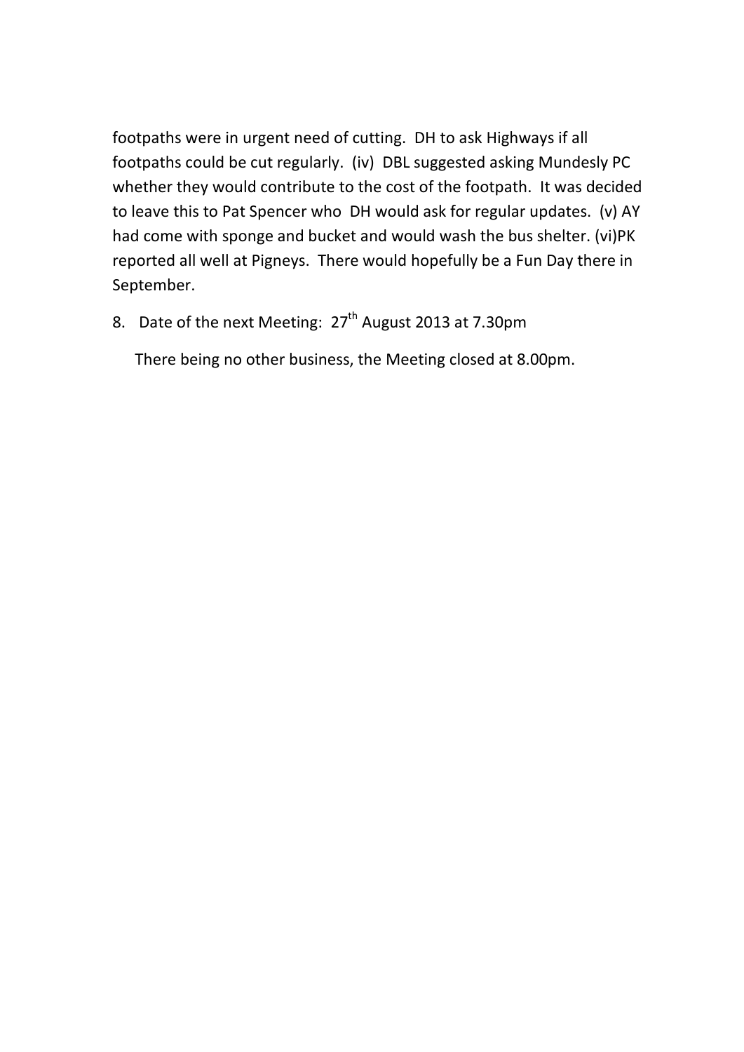footpaths were in urgent need of cutting. DH to ask Highways if all footpaths could be cut regularly. (iv) DBL suggested asking Mundesly PC whether they would contribute to the cost of the footpath. It was decided to leave this to Pat Spencer who DH would ask for regular updates. (v) AY had come with sponge and bucket and would wash the bus shelter. (vi)PK reported all well at Pigneys. There would hopefully be a Fun Day there in September.

8. Date of the next Meeting: 27th August 2013 at 7.30pm

There being no other business, the Meeting closed at 8.00pm.